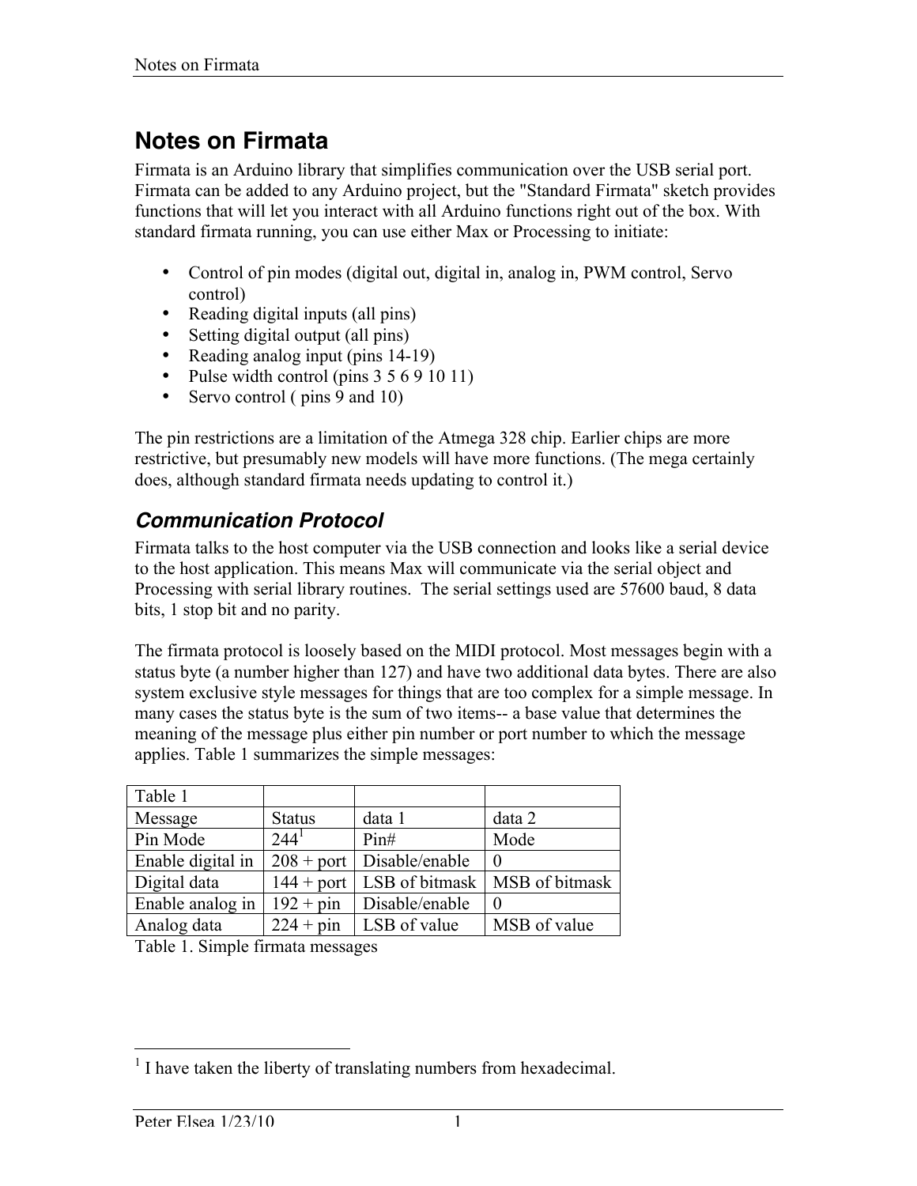# Notes on Firmata

Firmata is an Arduino library that simplifies communication over the USB serial port. Firmata can be added to any Arduino project, but the "Standard Firmata" sketch provides functions that will let you interact with all Arduino functions right out of the box. With standard firmata running, you can use either Max or Processing to initiate:

- Control of pin modes (digital out, digital in, analog in, PWM control, Servo control)
- Reading digital inputs (all pins)
- Setting digital output (all pins)
- Reading analog input (pins 14-19)
- Pulse width control (pins 3 5 6 9 10 11)
- Servo control ( pins 9 and 10)

The pin restrictions are a limitation of the Atmega 328 chip. Earlier chips are more restrictive, but presumably new models will have more functions. (The mega certainly does, although standard firmata needs updating to control it.)

## *Communication Protocol*

Firmata talks to the host computer via the USB connection and looks like a serial device to the host application. This means Max will communicate via the serial object and Processing with serial library routines. The serial settings used are 57600 baud, 8 data bits, 1 stop bit and no parity.

The firmata protocol is loosely based on the MIDI protocol. Most messages begin with a status byte (a number higher than 127) and have two additional data bytes. There are also system exclusive style messages for things that are too complex for a simple message. In many cases the status byte is the sum of two items-- a base value that determines the meaning of the message plus either pin number or port number to which the message applies. Table 1 summarizes the simple messages:

| Table 1 | | | |
|---|---|---|---|
| Message | Status | data 1 | data 2 |
| Pin Mode | 244[1] | Pin# | Mode |
| Enable digital in | 208 + port | Disable/enable | 0 |
| Digital data | 144 + port | LSB of bitmask | MSB of bitmask |
| Enable analog in | 192 + pin | Disable/enable | 0 |
| Analog data | 224 + pin | LSB of value | MSB of value |

Table 1. Simple firmata messages

[1] I have taken the liberty of translating numbers from hexadecimal.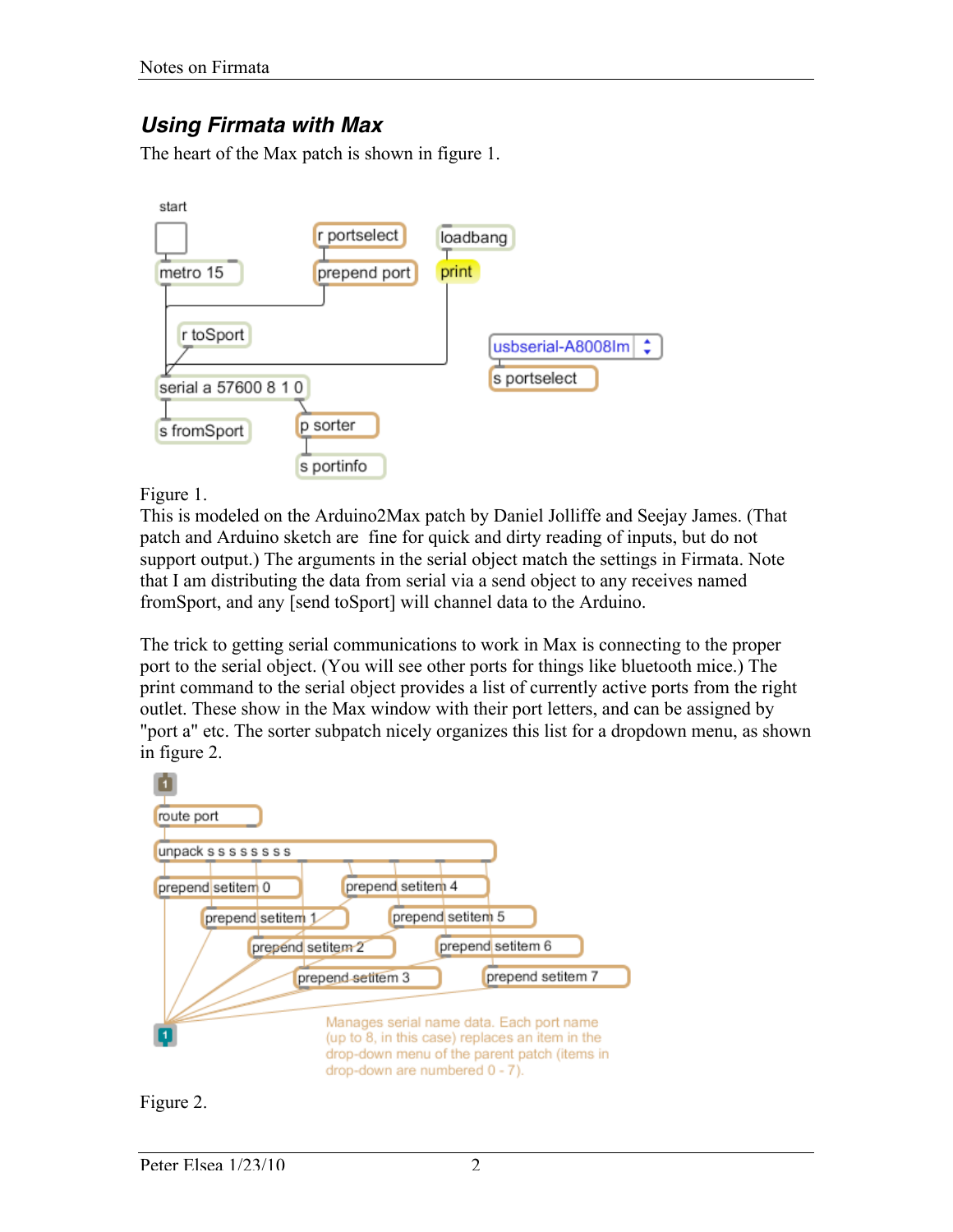## *Using Firmata with Max*

The heart of the Max patch is shown in figure 1.

Figure 1.

This is modeled on the Arduino2Max patch by Daniel Jolliffe and Seejay James. (That patch and Arduino sketch are fine for quick and dirty reading of inputs, but do not support output.) The arguments in the serial object match the settings in Firmata. Note that I am distributing the data from serial via a send object to any receives named fromSport, and any [send toSport] will channel data to the Arduino.

The trick to getting serial communications to work in Max is connecting to the proper port to the serial object. (You will see other ports for things like bluetooth mice.) The print command to the serial object provides a list of currently active ports from the right outlet. These show in the Max window with their port letters, and can be assigned by "port a" etc. The sorter subpatch nicely organizes this list for a dropdown menu, as shown in figure 2.

Figure 2.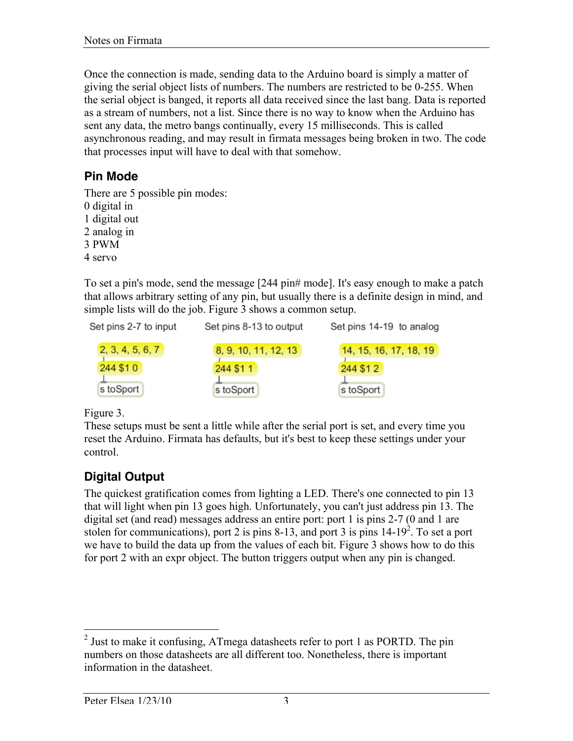Once the connection is made, sending data to the Arduino board is simply a matter of giving the serial object lists of numbers. The numbers are restricted to be 0-255. When the serial object is banged, it reports all data received since the last bang. Data is reported as a stream of numbers, not a list. Since there is no way to know when the Arduino has sent any data, the metro bangs continually, every 15 milliseconds. This is called asynchronous reading, and may result in firmata messages being broken in two. The code that processes input will have to deal with that somehow.

## Pin Mode

There are 5 possible pin modes:
0 digital in
1 digital out
2 analog in
3 PWM
4 servo

To set a pin's mode, send the message [244 pin# mode]. It's easy enough to make a patch that allows arbitrary setting of any pin, but usually there is a definite design in mind, and simple lists will do the job. Figure 3 shows a common setup.

```
Set pins 2-7 to input     Set pins 8-13 to output     Set pins 14-19  to analog

2, 3, 4, 5, 6, 7          8, 9, 10, 11, 12, 13        14, 15, 16, 17, 18, 19
244 $1 0                  244 $1 1                    244 $1 2
s toSport                 s toSport                   s toSport
```

Figure 3.

These setups must be sent a little while after the serial port is set, and every time you reset the Arduino. Firmata has defaults, but it's best to keep these settings under your control.

## Digital Output

The quickest gratification comes from lighting a LED. There's one connected to pin 13 that will light when pin 13 goes high. Unfortunately, you can't just address pin 13. The digital set (and read) messages address an entire port: port 1 is pins 2-7 (0 and 1 are stolen for communications), port 2 is pins 8-13, and port 3 is pins 14-19[2]. To set a port we have to build the data up from the values of each bit. Figure 3 shows how to do this for port 2 with an expr object. The button triggers output when any pin is changed.

[2] Just to make it confusing, ATmega datasheets refer to port 1 as PORTD. The pin numbers on those datasheets are all different too. Nonetheless, there is important information in the datasheet.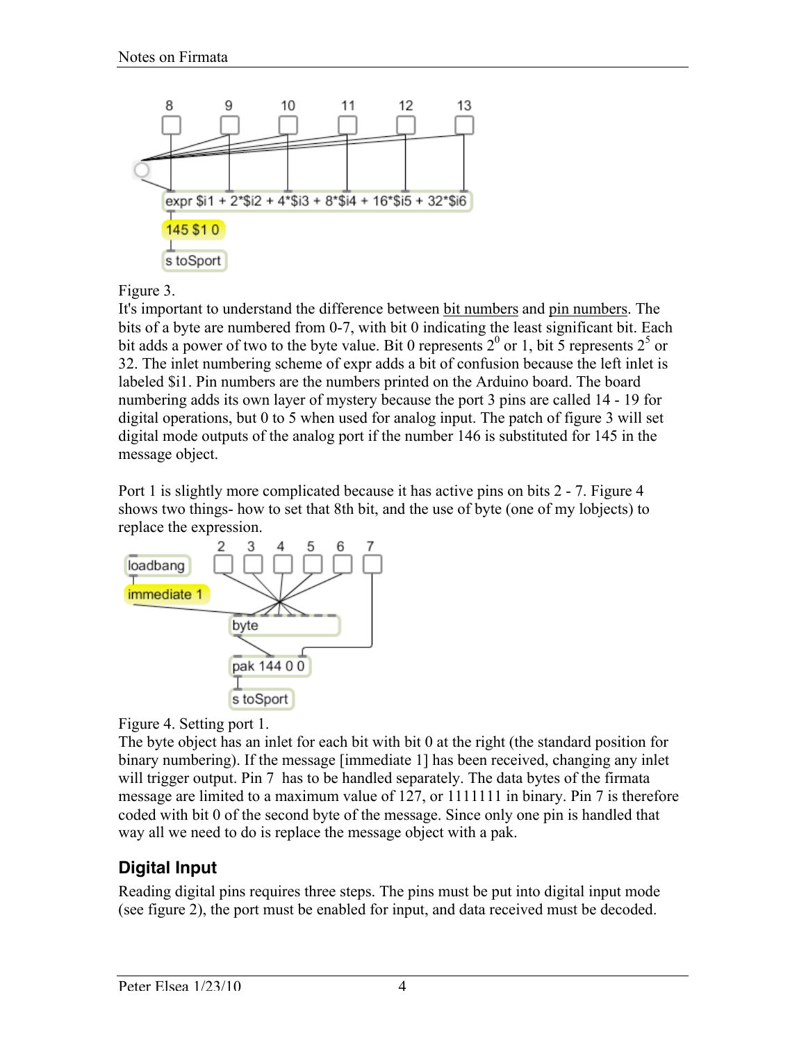Figure 3.

It's important to understand the difference between bit numbers and pin numbers. The bits of a byte are numbered from 0-7, with bit 0 indicating the least significant bit. Each bit adds a power of two to the byte value. Bit 0 represents $2^0$ or 1, bit 5 represents $2^5$ or 32. The inlet numbering scheme of expr adds a bit of confusion because the left inlet is labeled $i1. Pin numbers are the numbers printed on the Arduino board. The board numbering adds its own layer of mystery because the port 3 pins are called 14 - 19 for digital operations, but 0 to 5 when used for analog input. The patch of figure 3 will set digital mode outputs of the analog port if the number 146 is substituted for 145 in the message object.

Port 1 is slightly more complicated because it has active pins on bits 2 - 7. Figure 4 shows two things- how to set that 8th bit, and the use of byte (one of my lobjects) to replace the expression.

Figure 4. Setting port 1.

The byte object has an inlet for each bit with bit 0 at the right (the standard position for binary numbering). If the message [immediate 1] has been received, changing any inlet will trigger output. Pin 7 has to be handled separately. The data bytes of the firmata message are limited to a maximum value of 127, or 1111111 in binary. Pin 7 is therefore coded with bit 0 of the second byte of the message. Since only one pin is handled that way all we need to do is replace the message object with a pak.

## Digital Input

Reading digital pins requires three steps. The pins must be put into digital input mode (see figure 2), the port must be enabled for input, and data received must be decoded.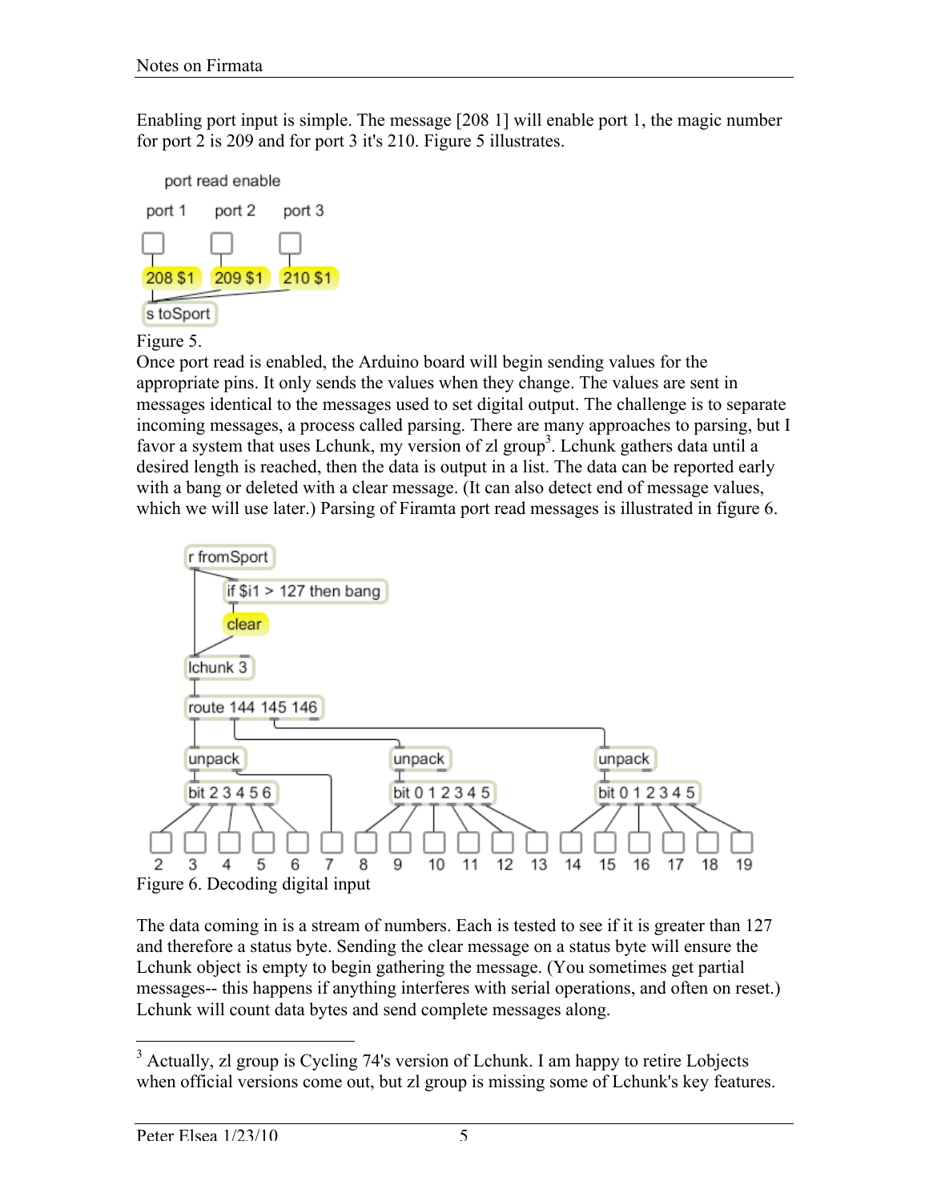Enabling port input is simple. The message [208 1] will enable port 1, the magic number for port 2 is 209 and for port 3 it's 210. Figure 5 illustrates.

Figure 5.

Once port read is enabled, the Arduino board will begin sending values for the appropriate pins. It only sends the values when they change. The values are sent in messages identical to the messages used to set digital output. The challenge is to separate incoming messages, a process called parsing. There are many approaches to parsing, but I favor a system that uses Lchunk, my version of zl group[3]. Lchunk gathers data until a desired length is reached, then the data is output in a list. The data can be reported early with a bang or deleted with a clear message. (It can also detect end of message values, which we will use later.) Parsing of Firamta port read messages is illustrated in figure 6.

Figure 6. Decoding digital input

The data coming in is a stream of numbers. Each is tested to see if it is greater than 127 and therefore a status byte. Sending the clear message on a status byte will ensure the Lchunk object is empty to begin gathering the message. (You sometimes get partial messages-- this happens if anything interferes with serial operations, and often on reset.) Lchunk will count data bytes and send complete messages along.

[3] Actually, zl group is Cycling 74's version of Lchunk. I am happy to retire Lobjects when official versions come out, but zl group is missing some of Lchunk's key features.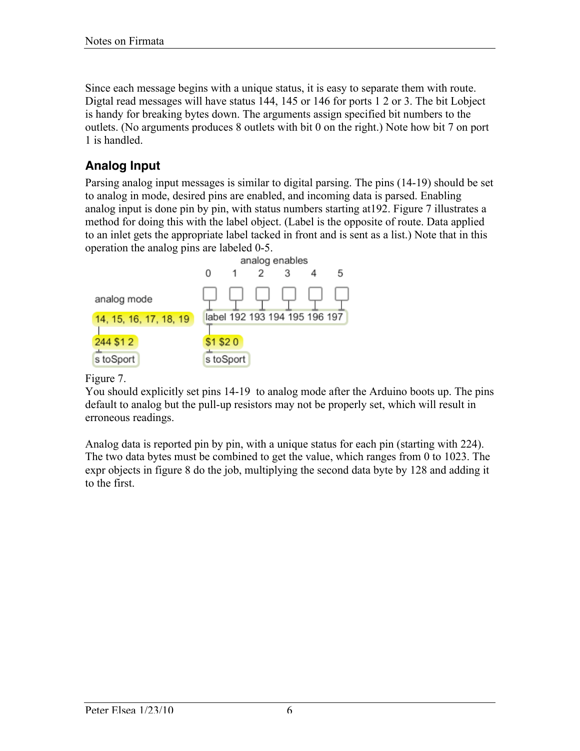Since each message begins with a unique status, it is easy to separate them with route. Digtal read messages will have status 144, 145 or 146 for ports 1 2 or 3. The bit Lobject is handy for breaking bytes down. The arguments assign specified bit numbers to the outlets. (No arguments produces 8 outlets with bit 0 on the right.) Note how bit 7 on port 1 is handled.

## Analog Input

Parsing analog input messages is similar to digital parsing. The pins (14-19) should be set to analog in mode, desired pins are enabled, and incoming data is parsed. Enabling analog input is done pin by pin, with status numbers starting at192. Figure 7 illustrates a method for doing this with the label object. (Label is the opposite of route. Data applied to an inlet gets the appropriate label tacked in front and is sent as a list.) Note that in this operation the analog pins are labeled 0-5.

analog enables

0 1 2 3 4 5

analog mode

14, 15, 16, 17, 18, 19

label 192 193 194 195 196 197

244 $1 2

$1 $2 0

s toSport

s toSport

Figure 7.

You should explicitly set pins 14-19 to analog mode after the Arduino boots up. The pins default to analog but the pull-up resistors may not be properly set, which will result in erroneous readings.

Analog data is reported pin by pin, with a unique status for each pin (starting with 224). The two data bytes must be combined to get the value, which ranges from 0 to 1023. The expr objects in figure 8 do the job, multiplying the second data byte by 128 and adding it to the first.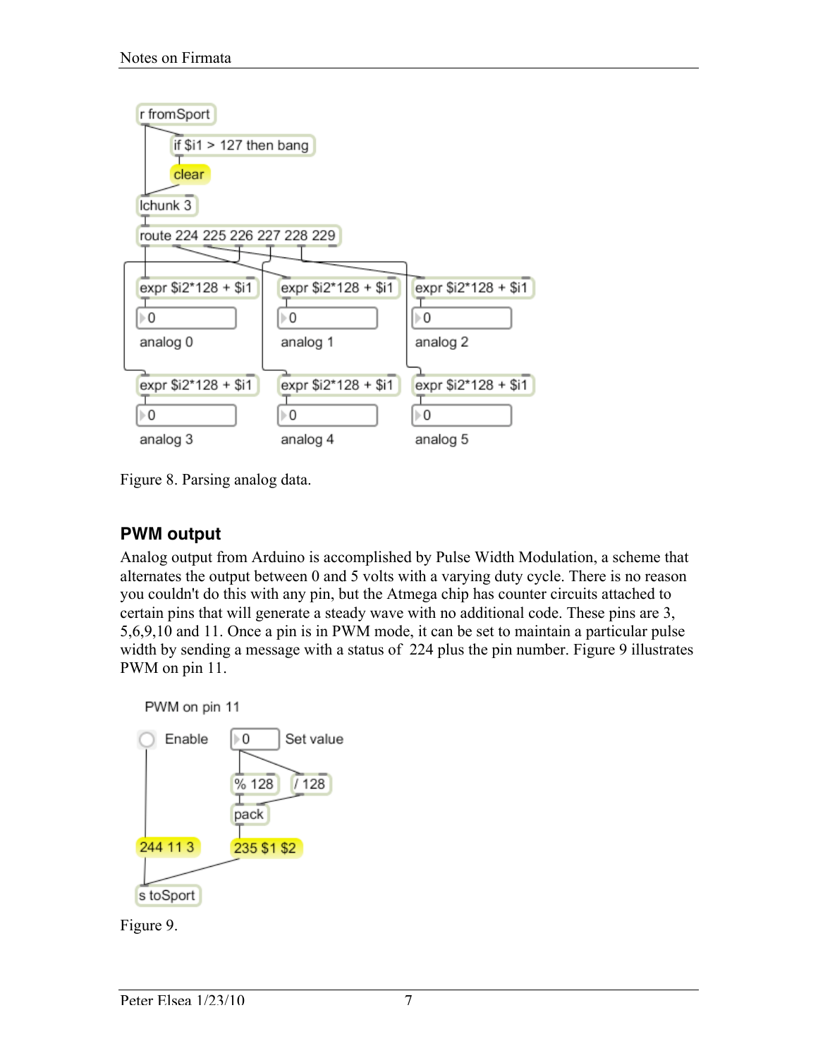Figure 8. Parsing analog data.

## PWM output

Analog output from Arduino is accomplished by Pulse Width Modulation, a scheme that alternates the output between 0 and 5 volts with a varying duty cycle. There is no reason you couldn't do this with any pin, but the Atmega chip has counter circuits attached to certain pins that will generate a steady wave with no additional code. These pins are 3, 5,6,9,10 and 11. Once a pin is in PWM mode, it can be set to maintain a particular pulse width by sending a message with a status of 224 plus the pin number. Figure 9 illustrates PWM on pin 11.

Figure 9.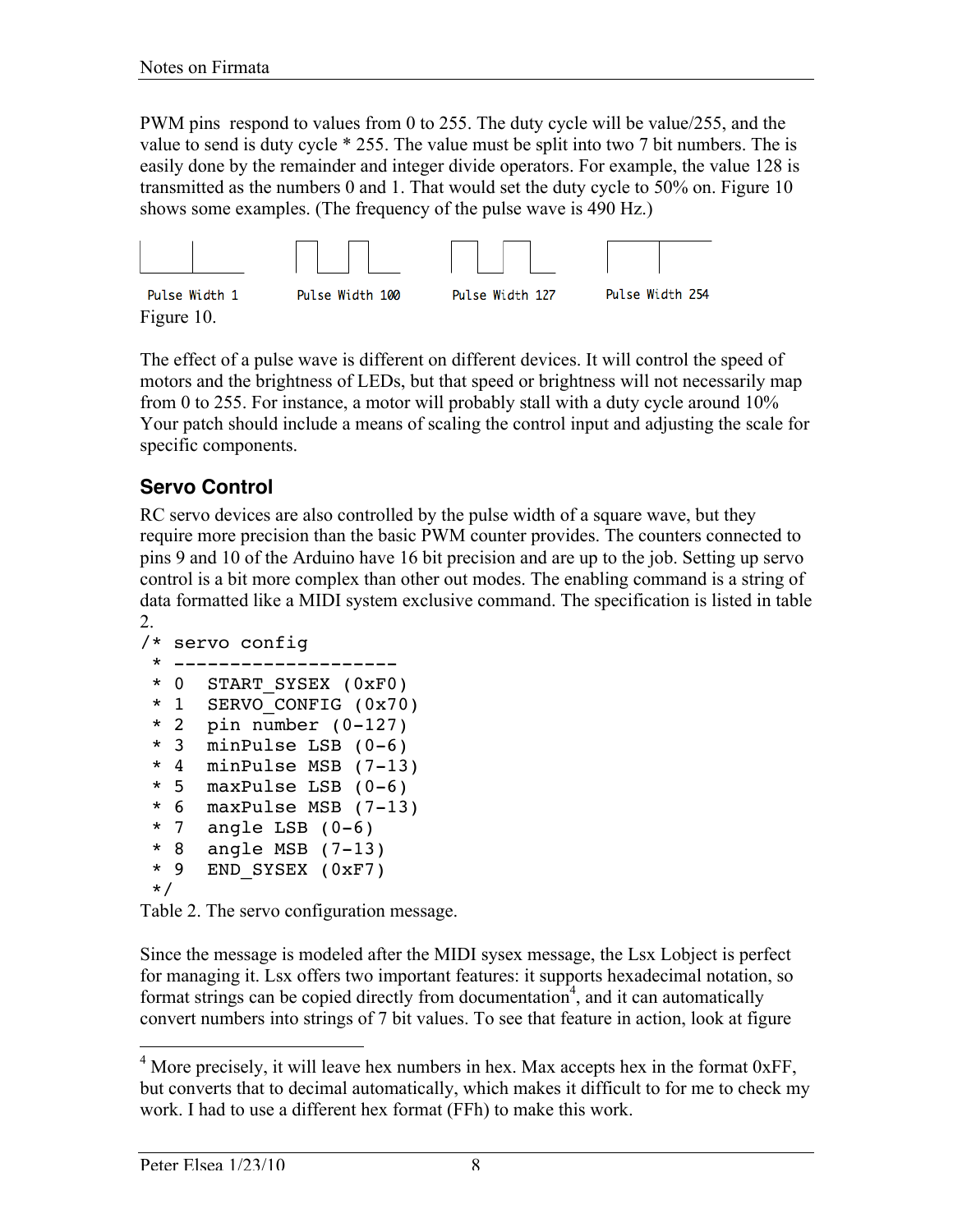PWM pins respond to values from 0 to 255. The duty cycle will be value/255, and the value to send is duty cycle * 255. The value must be split into two 7 bit numbers. The is easily done by the remainder and integer divide operators. For example, the value 128 is transmitted as the numbers 0 and 1. That would set the duty cycle to 50% on. Figure 10 shows some examples. (The frequency of the pulse wave is 490 Hz.)

Pulse Width 1 Pulse Width 100 Pulse Width 127 Pulse Width 254

Figure 10.

The effect of a pulse wave is different on different devices. It will control the speed of motors and the brightness of LEDs, but that speed or brightness will not necessarily map from 0 to 255. For instance, a motor will probably stall with a duty cycle around 10% Your patch should include a means of scaling the control input and adjusting the scale for specific components.

## Servo Control

RC servo devices are also controlled by the pulse width of a square wave, but they require more precision than the basic PWM counter provides. The counters connected to pins 9 and 10 of the Arduino have 16 bit precision and are up to the job. Setting up servo control is a bit more complex than other out modes. The enabling command is a string of data formatted like a MIDI system exclusive command. The specification is listed in table 2.

```
/* servo config
 * --------------------
 * 0  START_SYSEX (0xF0)
 * 1  SERVO_CONFIG (0x70)
 * 2  pin number (0-127)
 * 3  minPulse LSB (0-6)
 * 4  minPulse MSB (7-13)
 * 5  maxPulse LSB (0-6)
 * 6  maxPulse MSB (7-13)
 * 7  angle LSB (0-6)
 * 8  angle MSB (7-13)
 * 9  END_SYSEX (0xF7)
 */
```

Table 2. The servo configuration message.

Since the message is modeled after the MIDI sysex message, the Lsx Lobject is perfect for managing it. Lsx offers two important features: it supports hexadecimal notation, so format strings can be copied directly from documentation[4], and it can automatically convert numbers into strings of 7 bit values. To see that feature in action, look at figure

[4] More precisely, it will leave hex numbers in hex. Max accepts hex in the format 0xFF, but converts that to decimal automatically, which makes it difficult to for me to check my work. I had to use a different hex format (FFh) to make this work.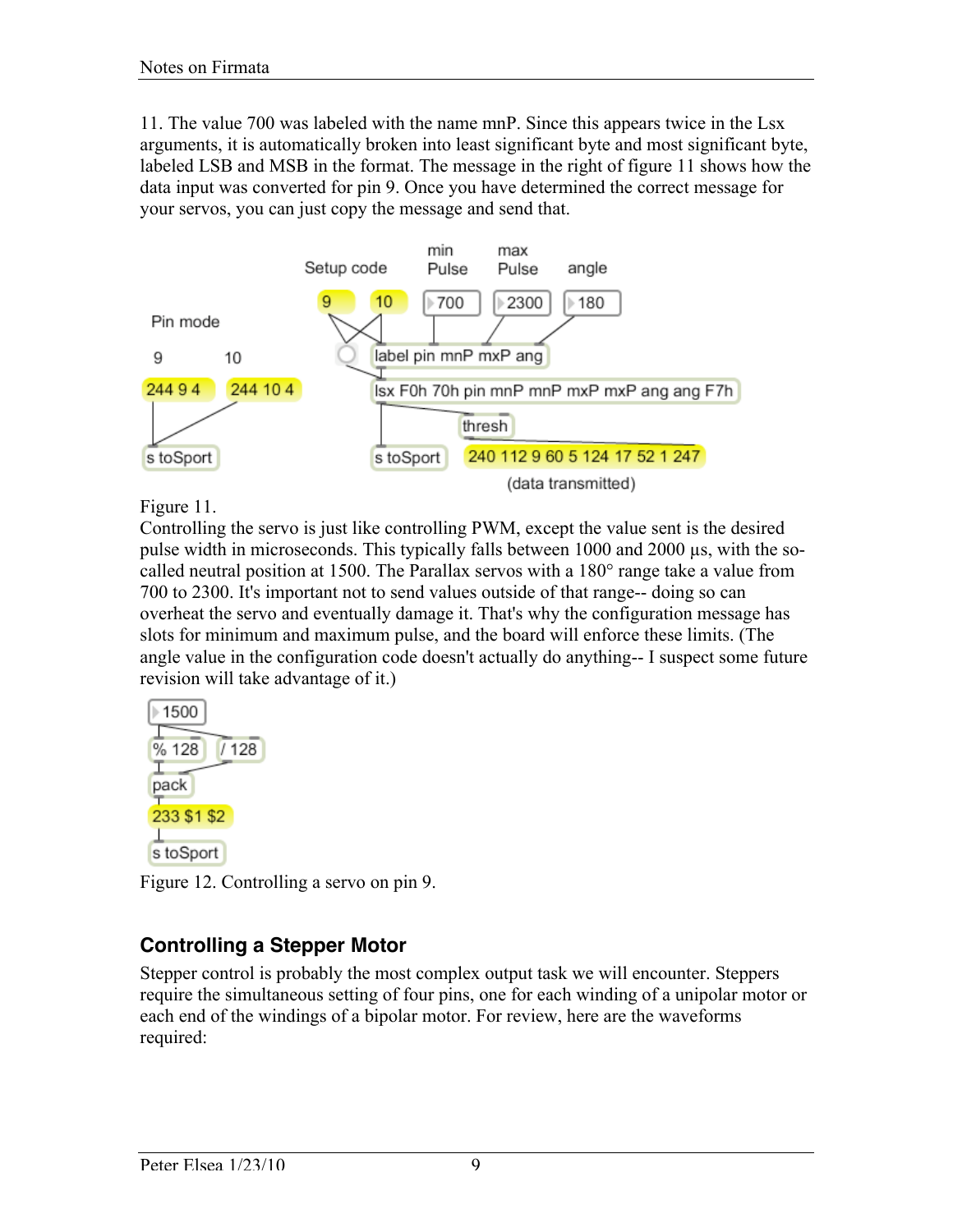11. The value 700 was labeled with the name mnP. Since this appears twice in the Lsx arguments, it is automatically broken into least significant byte and most significant byte, labeled LSB and MSB in the format. The message in the right of figure 11 shows how the data input was converted for pin 9. Once you have determined the correct message for your servos, you can just copy the message and send that.

Figure 11.

Controlling the servo is just like controlling PWM, except the value sent is the desired pulse width in microseconds. This typically falls between 1000 and 2000 µs, with the so-called neutral position at 1500. The Parallax servos with a 180° range take a value from 700 to 2300. It's important not to send values outside of that range-- doing so can overheat the servo and eventually damage it. That's why the configuration message has slots for minimum and maximum pulse, and the board will enforce these limits. (The angle value in the configuration code doesn't actually do anything-- I suspect some future revision will take advantage of it.)

Figure 12. Controlling a servo on pin 9.

## Controlling a Stepper Motor

Stepper control is probably the most complex output task we will encounter. Steppers require the simultaneous setting of four pins, one for each winding of a unipolar motor or each end of the windings of a bipolar motor. For review, here are the waveforms required: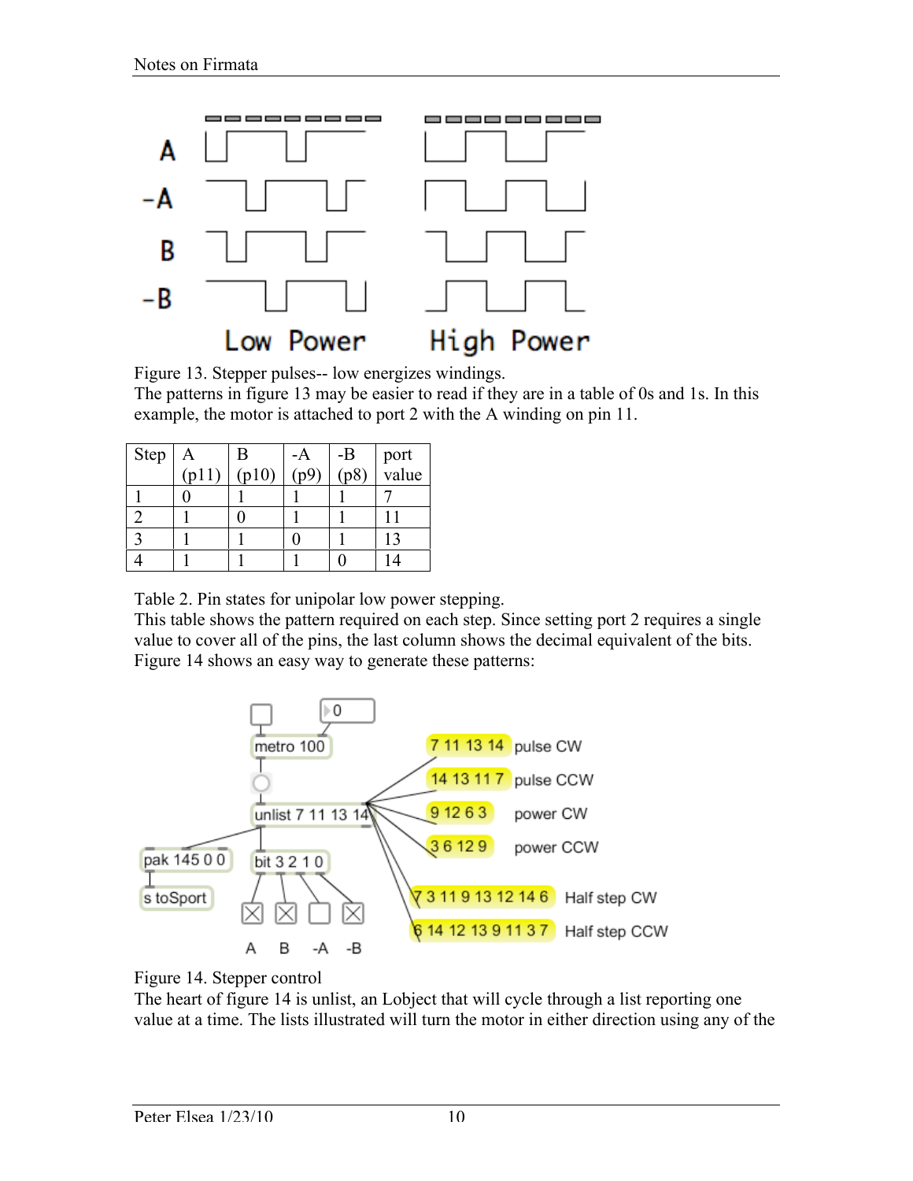Figure 13. Stepper pulses-- low energizes windings.

The patterns in figure 13 may be easier to read if they are in a table of 0s and 1s. In this example, the motor is attached to port 2 with the A winding on pin 11.

| Step | A (p11) | B (p10) | -A (p9) | -B (p8) | port value |
|---|---|---|---|---|---|
| 1 | 0 | 1 | 1 | 1 | 7 |
| 2 | 1 | 0 | 1 | 1 | 11 |
| 3 | 1 | 1 | 0 | 1 | 13 |
| 4 | 1 | 1 | 1 | 0 | 14 |

Table 2. Pin states for unipolar low power stepping.

This table shows the pattern required on each step. Since setting port 2 requires a single value to cover all of the pins, the last column shows the decimal equivalent of the bits. Figure 14 shows an easy way to generate these patterns:

Figure 14. Stepper control

The heart of figure 14 is unlist, an Lobject that will cycle through a list reporting one value at a time. The lists illustrated will turn the motor in either direction using any of the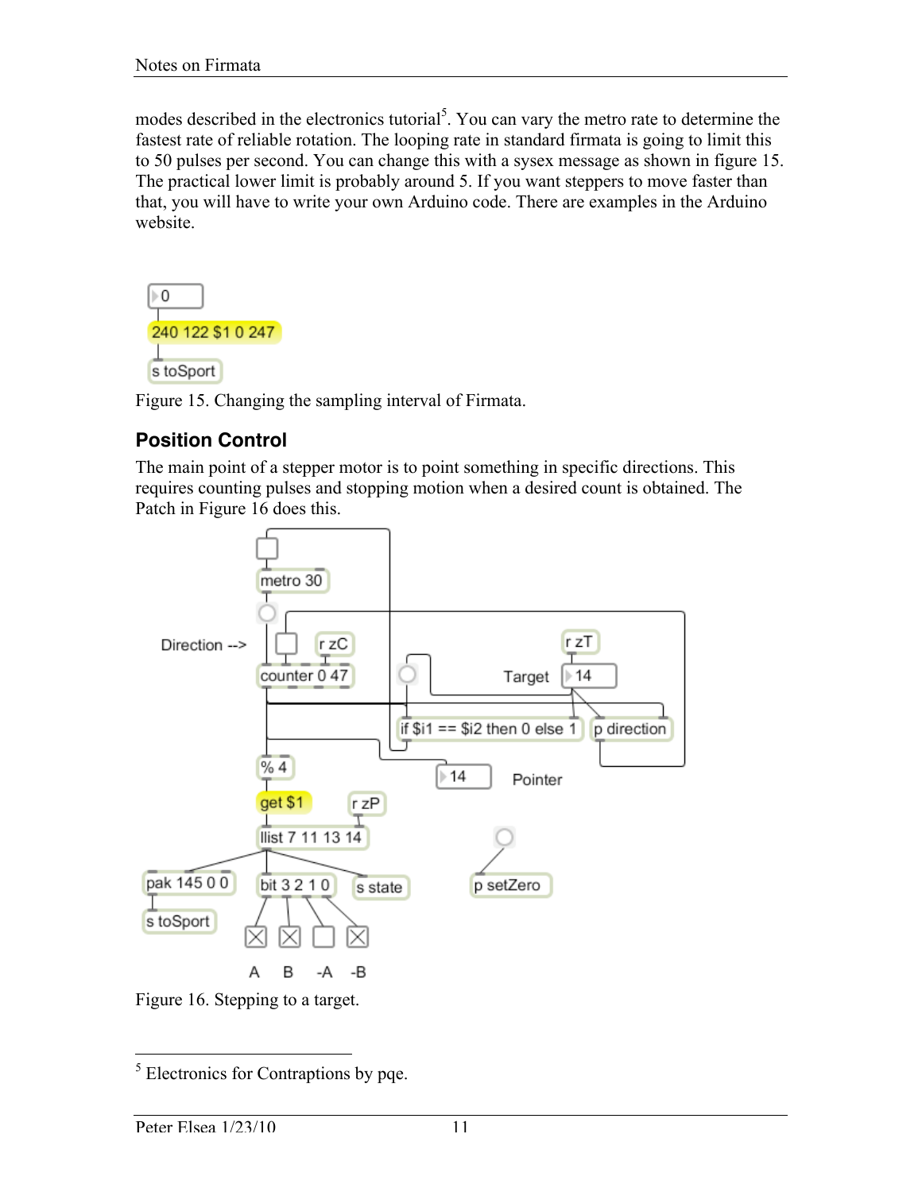modes described in the electronics tutorial[5]. You can vary the metro rate to determine the fastest rate of reliable rotation. The looping rate in standard firmata is going to limit this to 50 pulses per second. You can change this with a sysex message as shown in figure 15. The practical lower limit is probably around 5. If you want steppers to move faster than that, you will have to write your own Arduino code. There are examples in the Arduino website.

Figure 15. Changing the sampling interval of Firmata.

## Position Control

The main point of a stepper motor is to point something in specific directions. This requires counting pulses and stopping motion when a desired count is obtained. The Patch in Figure 16 does this.

Figure 16. Stepping to a target.

---

[5] Electronics for Contraptions by pqe.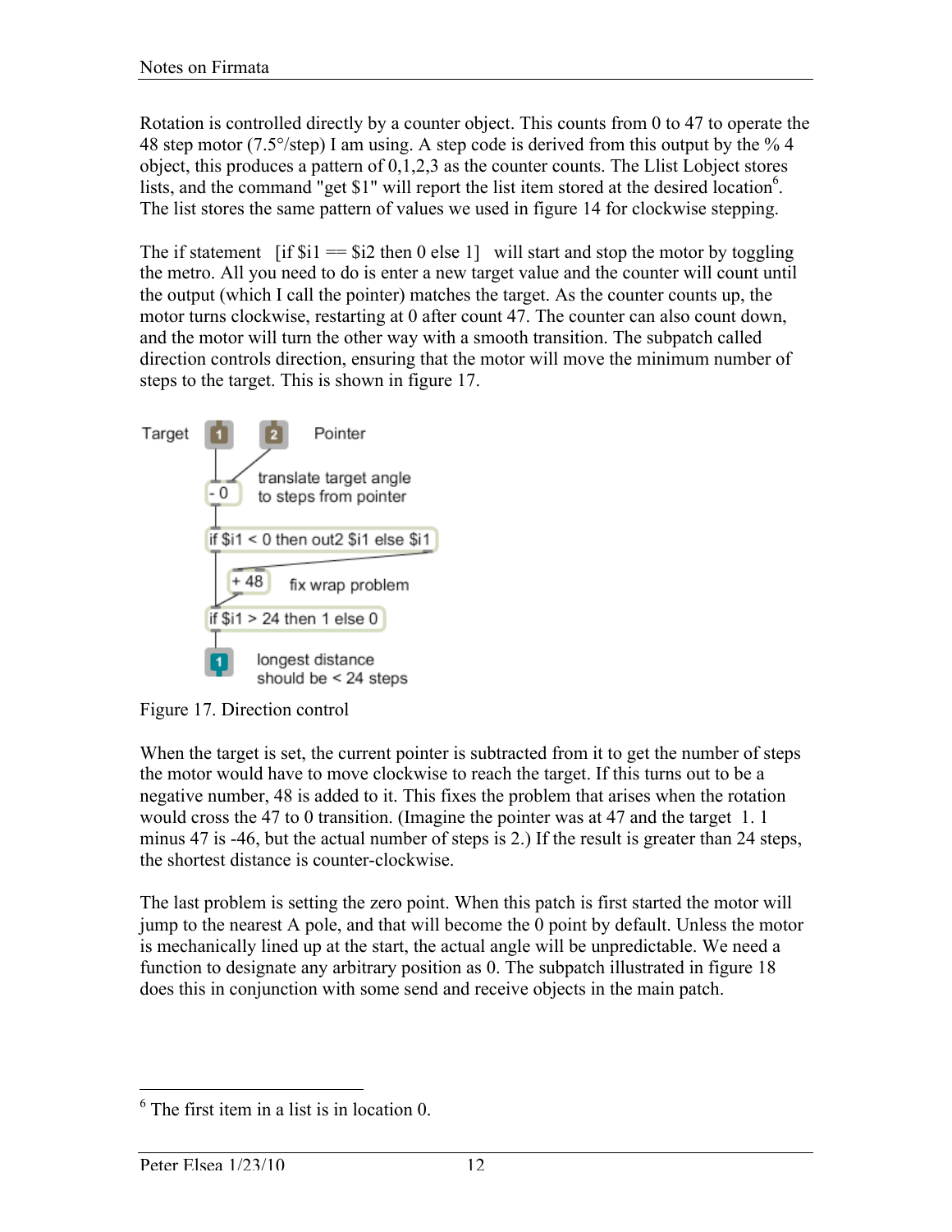Rotation is controlled directly by a counter object. This counts from 0 to 47 to operate the 48 step motor (7.5°/step) I am using. A step code is derived from this output by the % 4 object, this produces a pattern of 0,1,2,3 as the counter counts. The Llist Lobject stores lists, and the command "get $1" will report the list item stored at the desired location[6]. The list stores the same pattern of values we used in figure 14 for clockwise stepping.

The if statement  [if $i1 == $i2 then 0 else 1]  will start and stop the motor by toggling the metro. All you need to do is enter a new target value and the counter will count until the output (which I call the pointer) matches the target. As the counter counts up, the motor turns clockwise, restarting at 0 after count 47. The counter can also count down, and the motor will turn the other way with a smooth transition. The subpatch called direction controls direction, ensuring that the motor will move the minimum number of steps to the target. This is shown in figure 17.

Target, Pointer

- 0 — translate target angle to steps from pointer

if $i1 < 0 then out2 $i1 else $i1

+ 48 — fix wrap problem

if $i1 > 24 then 1 else 0

longest distance should be < 24 steps

Figure 17. Direction control

When the target is set, the current pointer is subtracted from it to get the number of steps the motor would have to move clockwise to reach the target. If this turns out to be a negative number, 48 is added to it. This fixes the problem that arises when the rotation would cross the 47 to 0 transition. (Imagine the pointer was at 47 and the target 1. 1 minus 47 is -46, but the actual number of steps is 2.) If the result is greater than 24 steps, the shortest distance is counter-clockwise.

The last problem is setting the zero point. When this patch is first started the motor will jump to the nearest A pole, and that will become the 0 point by default. Unless the motor is mechanically lined up at the start, the actual angle will be unpredictable. We need a function to designate any arbitrary position as 0. The subpatch illustrated in figure 18 does this in conjunction with some send and receive objects in the main patch.

---

[6] The first item in a list is in location 0.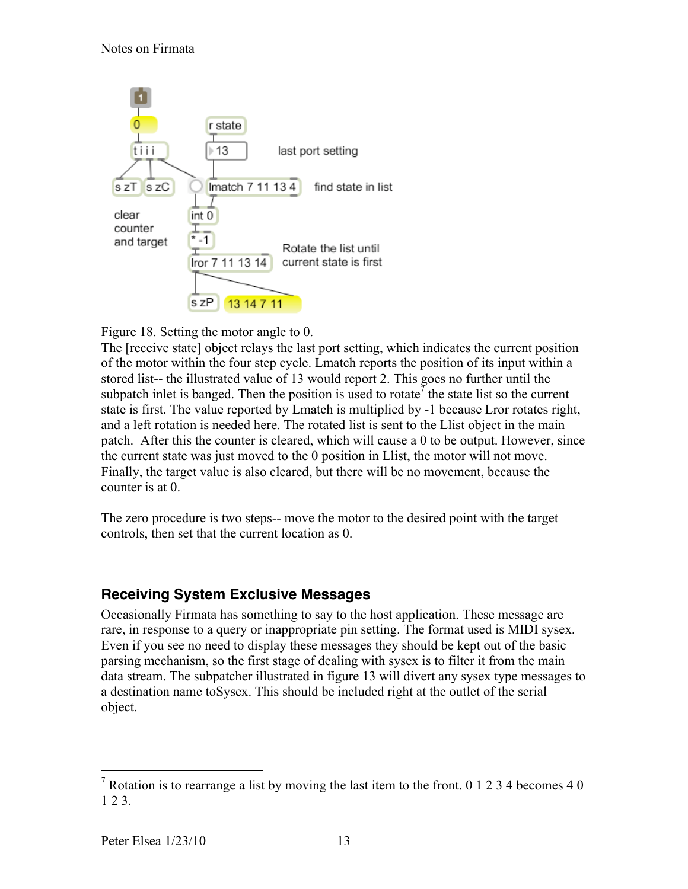Figure 18. Setting the motor angle to 0.

The [receive state] object relays the last port setting, which indicates the current position of the motor within the four step cycle. Lmatch reports the position of its input within a stored list-- the illustrated value of 13 would report 2. This goes no further until the subpatch inlet is banged. Then the position is used to rotate[7] the state list so the current state is first. The value reported by Lmatch is multiplied by -1 because Lror rotates right, and a left rotation is needed here. The rotated list is sent to the Llist object in the main patch. After this the counter is cleared, which will cause a 0 to be output. However, since the current state was just moved to the 0 position in Llist, the motor will not move. Finally, the target value is also cleared, but there will be no movement, because the counter is at 0.

The zero procedure is two steps-- move the motor to the desired point with the target controls, then set that the current location as 0.

## Receiving System Exclusive Messages

Occasionally Firmata has something to say to the host application. These message are rare, in response to a query or inappropriate pin setting. The format used is MIDI sysex. Even if you see no need to display these messages they should be kept out of the basic parsing mechanism, so the first stage of dealing with sysex is to filter it from the main data stream. The subpatcher illustrated in figure 13 will divert any sysex type messages to a destination name toSysex. This should be included right at the outlet of the serial object.

---

[7] Rotation is to rearrange a list by moving the last item to the front. 0 1 2 3 4 becomes 4 0 1 2 3.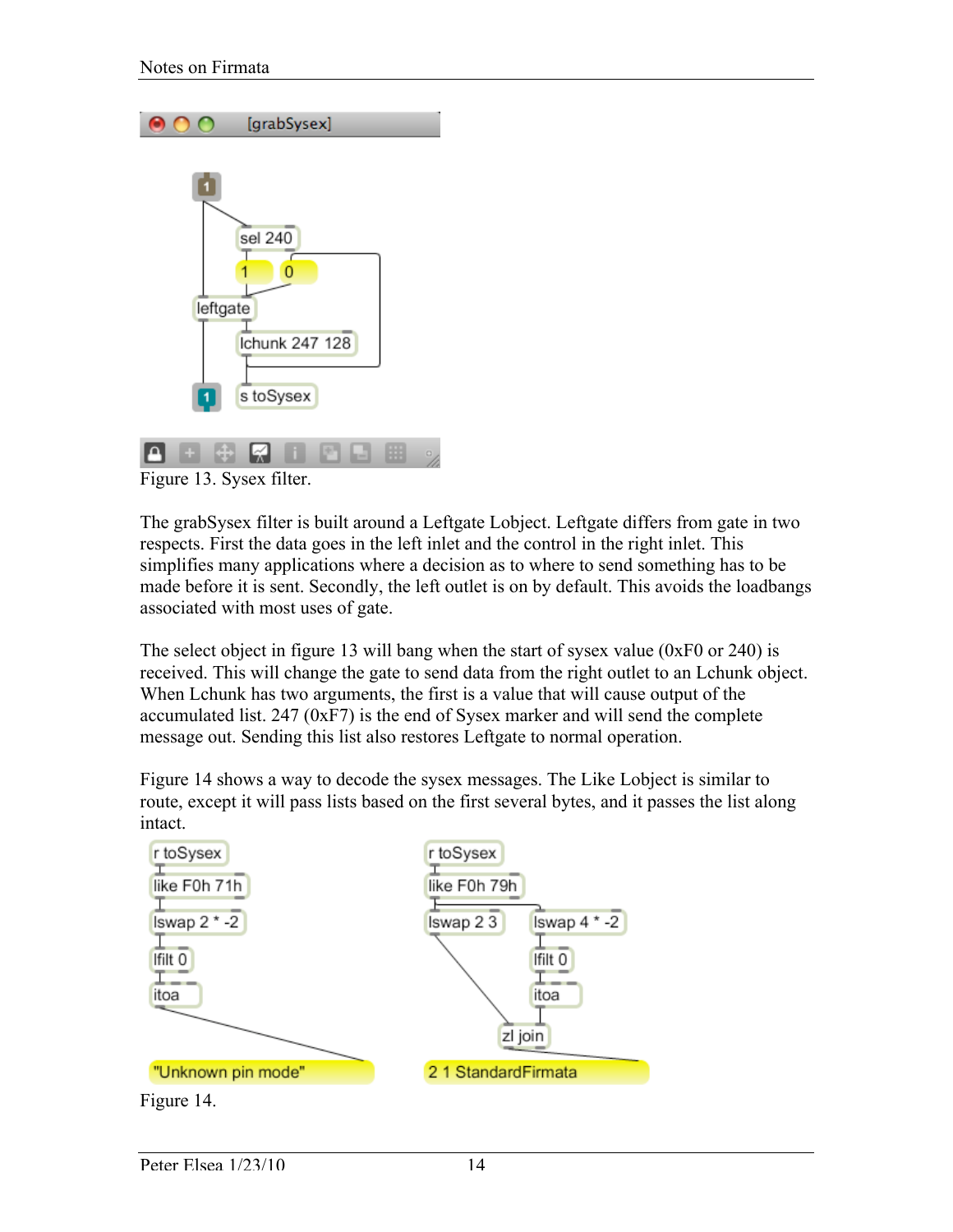Figure 13. Sysex filter.

The grabSysex filter is built around a Leftgate Lobject. Leftgate differs from gate in two respects. First the data goes in the left inlet and the control in the right inlet. This simplifies many applications where a decision as to where to send something has to be made before it is sent. Secondly, the left outlet is on by default. This avoids the loadbangs associated with most uses of gate.

The select object in figure 13 will bang when the start of sysex value (0xF0 or 240) is received. This will change the gate to send data from the right outlet to an Lchunk object. When Lchunk has two arguments, the first is a value that will cause output of the accumulated list. 247 (0xF7) is the end of Sysex marker and will send the complete message out. Sending this list also restores Leftgate to normal operation.

Figure 14 shows a way to decode the sysex messages. The Like Lobject is similar to route, except it will pass lists based on the first several bytes, and it passes the list along intact.

Figure 14.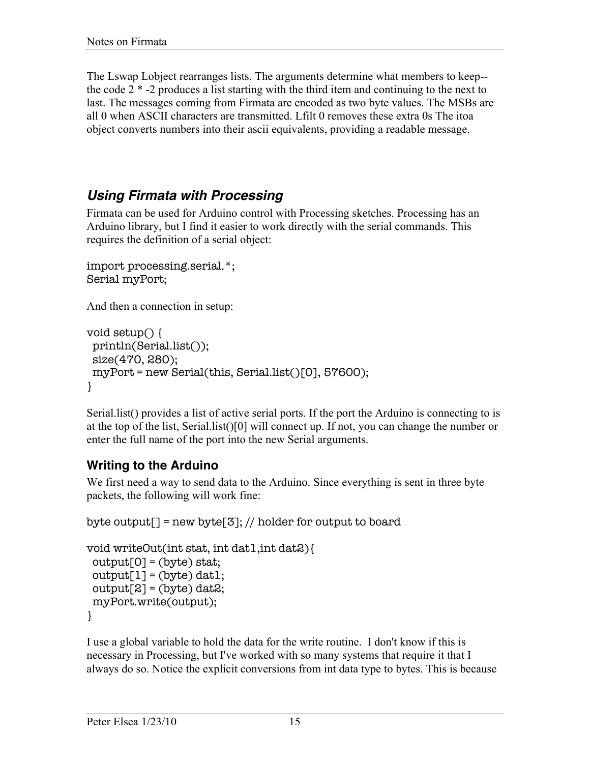The Lswap Lobject rearranges lists. The arguments determine what members to keep--the code 2 * -2 produces a list starting with the third item and continuing to the next to last. The messages coming from Firmata are encoded as two byte values. The MSBs are all 0 when ASCII characters are transmitted. Lfilt 0 removes these extra 0s The itoa object converts numbers into their ascii equivalents, providing a readable message.

## *Using Firmata with Processing*

Firmata can be used for Arduino control with Processing sketches. Processing has an Arduino library, but I find it easier to work directly with the serial commands. This requires the definition of a serial object:

```
import processing.serial.*;
Serial myPort;
```

And then a connection in setup:

```
void setup() {
  println(Serial.list());
  size(470, 280);
  myPort = new Serial(this, Serial.list()[0], 57600);
}
```

Serial.list() provides a list of active serial ports. If the port the Arduino is connecting to is at the top of the list, Serial.list()[0] will connect up. If not, you can change the number or enter the full name of the port into the new Serial arguments.

### Writing to the Arduino

We first need a way to send data to the Arduino. Since everything is sent in three byte packets, the following will work fine:

```
byte output[] = new byte[3]; // holder for output to board

void writeOut(int stat, int dat1,int dat2){
  output[0] = (byte) stat;
  output[1] = (byte) dat1;
  output[2] = (byte) dat2;
  myPort.write(output);
}
```

I use a global variable to hold the data for the write routine. I don't know if this is necessary in Processing, but I've worked with so many systems that require it that I always do so. Notice the explicit conversions from int data type to bytes. This is because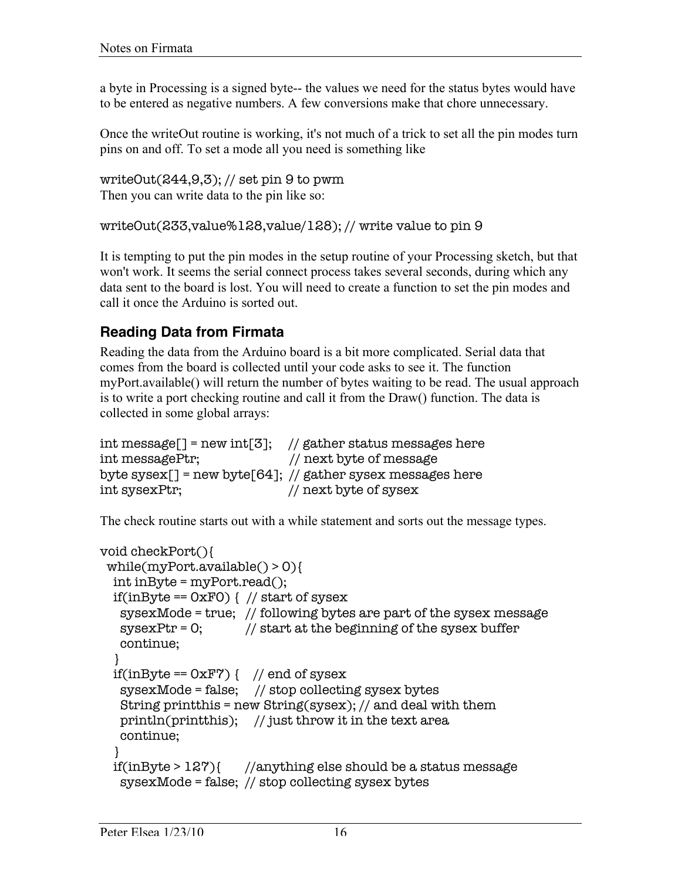a byte in Processing is a signed byte-- the values we need for the status bytes would have to be entered as negative numbers. A few conversions make that chore unnecessary.

Once the writeOut routine is working, it's not much of a trick to set all the pin modes turn pins on and off. To set a mode all you need is something like

```
writeOut(244,9,3); // set pin 9 to pwm
```

Then you can write data to the pin like so:

```
writeOut(233,value%128,value/128); // write value to pin 9
```

It is tempting to put the pin modes in the setup routine of your Processing sketch, but that won't work. It seems the serial connect process takes several seconds, during which any data sent to the board is lost. You will need to create a function to set the pin modes and call it once the Arduino is sorted out.

### Reading Data from Firmata

Reading the data from the Arduino board is a bit more complicated. Serial data that comes from the board is collected until your code asks to see it. The function myPort.available() will return the number of bytes waiting to be read. The usual approach is to write a port checking routine and call it from the Draw() function. The data is collected in some global arrays:

```
int message[] = new int[3];    // gather status messages here
int messagePtr;                // next byte of message
byte sysex[] = new byte[64];  // gather sysex messages here
int sysexPtr;                  // next byte of sysex
```

The check routine starts out with a while statement and sorts out the message types.

```
void checkPort(){
  while(myPort.available() > 0){
    int inByte = myPort.read();
    if(inByte == 0xF0) {  // start of sysex
      sysexMode = true;   // following bytes are part of the sysex message
      sysexPtr = 0;       // start at the beginning of the sysex buffer
      continue;
    }
    if(inByte == 0xF7) {    // end of sysex
      sysexMode = false;     // stop collecting sysex bytes
      String printthis = new String(sysex); // and deal with them
      println(printthis);    // just throw it in the text area
      continue;
    }
    if(inByte > 127){      //anything else should be a status message
      sysexMode = false;  // stop collecting sysex bytes
```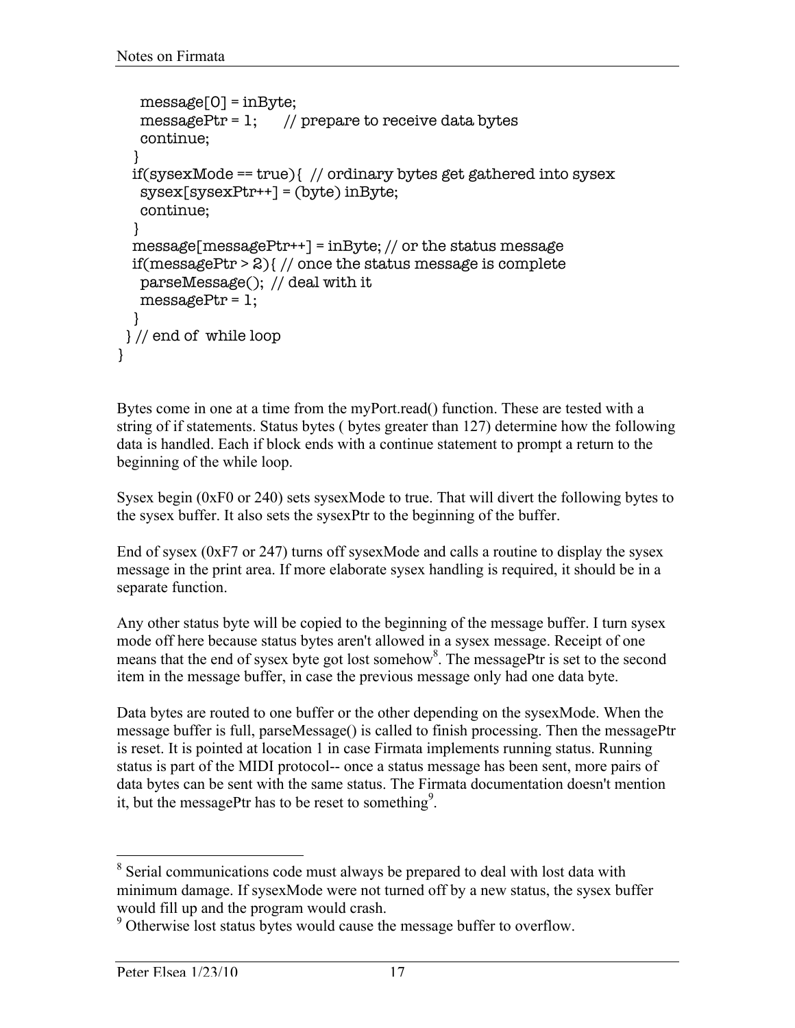```
    message[0] = inByte;
    messagePtr = 1;      // prepare to receive data bytes
    continue;
   }
   if(sysexMode == true){  // ordinary bytes get gathered into sysex
    sysex[sysexPtr++] = (byte) inByte;
    continue;
   }
   message[messagePtr++] = inByte; // or the status message
   if(messagePtr > 2){ // once the status message is complete
    parseMessage();  // deal with it
    messagePtr = 1;
   }
  } // end of  while loop
}
```

Bytes come in one at a time from the myPort.read() function. These are tested with a string of if statements. Status bytes ( bytes greater than 127) determine how the following data is handled. Each if block ends with a continue statement to prompt a return to the beginning of the while loop.

Sysex begin (0xF0 or 240) sets sysexMode to true. That will divert the following bytes to the sysex buffer. It also sets the sysexPtr to the beginning of the buffer.

End of sysex (0xF7 or 247) turns off sysexMode and calls a routine to display the sysex message in the print area. If more elaborate sysex handling is required, it should be in a separate function.

Any other status byte will be copied to the beginning of the message buffer. I turn sysex mode off here because status bytes aren't allowed in a sysex message. Receipt of one means that the end of sysex byte got lost somehow[8]. The messagePtr is set to the second item in the message buffer, in case the previous message only had one data byte.

Data bytes are routed to one buffer or the other depending on the sysexMode. When the message buffer is full, parseMessage() is called to finish processing. Then the messagePtr is reset. It is pointed at location 1 in case Firmata implements running status. Running status is part of the MIDI protocol-- once a status message has been sent, more pairs of data bytes can be sent with the same status. The Firmata documentation doesn't mention it, but the messagePtr has to be reset to something[9].

---

[8] Serial communications code must always be prepared to deal with lost data with minimum damage. If sysexMode were not turned off by a new status, the sysex buffer would fill up and the program would crash.

[9] Otherwise lost status bytes would cause the message buffer to overflow.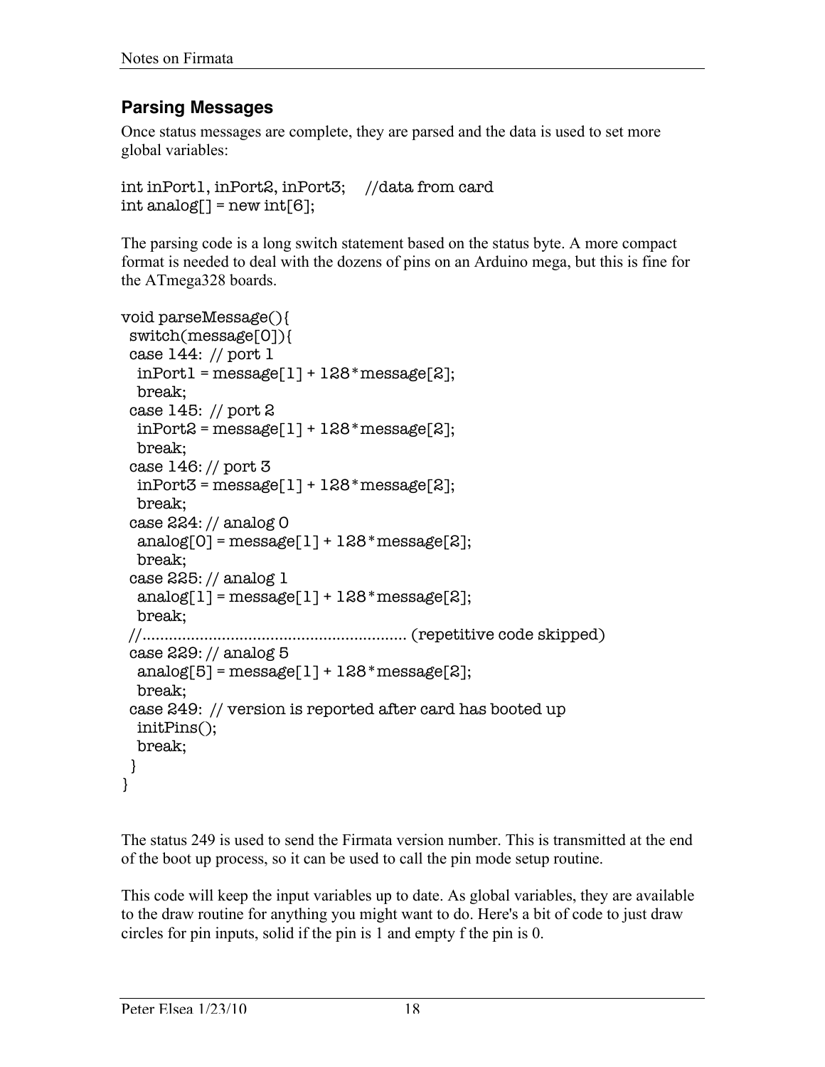## Parsing Messages

Once status messages are complete, they are parsed and the data is used to set more global variables:

```
int inPort1, inPort2, inPort3;     //data from card
int analog[] = new int[6];
```

The parsing code is a long switch statement based on the status byte. A more compact format is needed to deal with the dozens of pins on an Arduino mega, but this is fine for the ATmega328 boards.

```
void parseMessage(){
 switch(message[0]){
 case 144:  // port 1
  inPort1 = message[1] + 128*message[2];
  break;
 case 145:  // port 2
  inPort2 = message[1] + 128*message[2];
  break;
 case 146: // port 3
  inPort3 = message[1] + 128*message[2];
  break;
 case 224: // analog 0
  analog[0] = message[1] + 128*message[2];
  break;
 case 225: // analog 1
  analog[1] = message[1] + 128*message[2];
  break;
 //............................................................ (repetitive code skipped)
 case 229: // analog 5
  analog[5] = message[1] + 128*message[2];
  break;
 case 249:  // version is reported after card has booted up
  initPins();
  break;
 }
}
```

The status 249 is used to send the Firmata version number. This is transmitted at the end of the boot up process, so it can be used to call the pin mode setup routine.

This code will keep the input variables up to date. As global variables, they are available to the draw routine for anything you might want to do. Here's a bit of code to just draw circles for pin inputs, solid if the pin is 1 and empty f the pin is 0.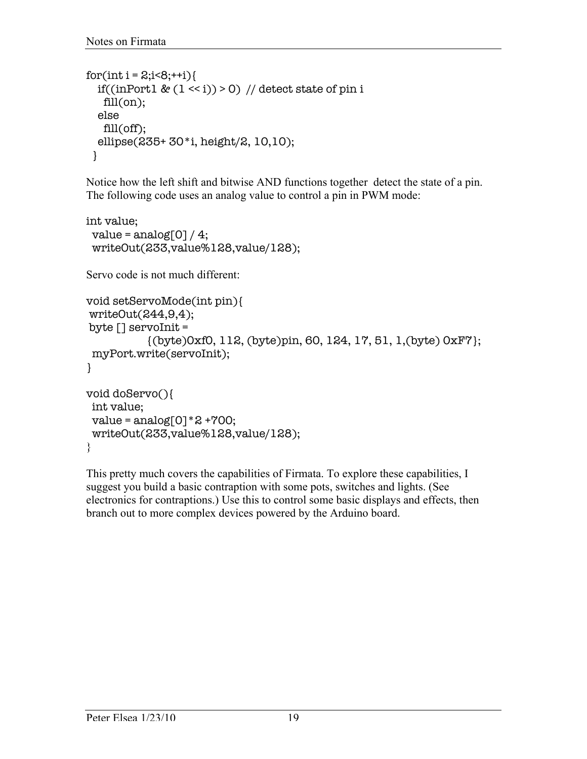```
for(int i = 2;i<8;++i){
   if((inPort1 & (1 << i)) > 0)  // detect state of pin i
     fill(on);
   else
     fill(off);
   ellipse(235+ 30*i, height/2, 10,10);
  }
```

Notice how the left shift and bitwise AND functions together detect the state of a pin. The following code uses an analog value to control a pin in PWM mode:

```
int value;
  value = analog[0] / 4;
  writeOut(233,value%128,value/128);
```

Servo code is not much different:

```
void setServoMode(int pin){
 writeOut(244,9,4);
 byte [] servoInit =
             {(byte)0xf0, 112, (byte)pin, 60, 124, 17, 51, 1,(byte) 0xF7};
  myPort.write(servoInit);
}

void doServo(){
  int value;
  value = analog[0]*2 +700;
  writeOut(233,value%128,value/128);
}
```

This pretty much covers the capabilities of Firmata. To explore these capabilities, I suggest you build a basic contraption with some pots, switches and lights. (See electronics for contraptions.) Use this to control some basic displays and effects, then branch out to more complex devices powered by the Arduino board.